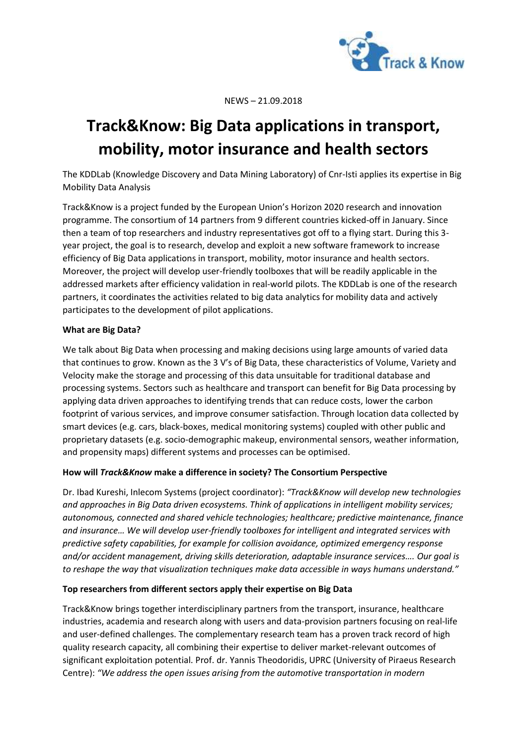NEWS – 21.09.2018

# Track&Know: Big Data applications in transport, mobility, motor insurance and health sectors

The KDDLab (Knowledge Discovery and Data Mining Laboratory) of Cnr-Isti applies its expertise in Big Mobility Data Analysis

Track&Know is a project funded by the European Union's Horizon 2020 research and innovation programme. The consortium of 14 partners from 9 different countries kicked-off in January. Since then a team of top researchers and industry representatives got off to a flying start. During this 3-year project, the goal is to research, develop and exploit a new software framework to increase efficiency of Big Data applications in transport, mobility, motor insurance and health sectors. Moreover, the project will develop user-friendly toolboxes that will be readily applicable in the addressed markets after efficiency validation in real-world pilots. The KDDLab is one of the research partners, it coordinates the activities related to big data analytics for mobility data and actively participates to the development of pilot applications.

**What are Big Data?**

We talk about Big Data when processing and making decisions using large amounts of varied data that continues to grow. Known as the 3 V's of Big Data, these characteristics of Volume, Variety and Velocity make the storage and processing of this data unsuitable for traditional database and processing systems. Sectors such as healthcare and transport can benefit for Big Data processing by applying data driven approaches to identifying trends that can reduce costs, lower the carbon footprint of various services, and improve consumer satisfaction. Through location data collected by smart devices (e.g. cars, black-boxes, medical monitoring systems) coupled with other public and proprietary datasets (e.g. socio-demographic makeup, environmental sensors, weather information, and propensity maps) different systems and processes can be optimised.

**How will *Track&Know* make a difference in society? The Consortium Perspective**

Dr. Ibad Kureshi, Inlecom Systems (project coordinator): *"Track&Know will develop new technologies and approaches in Big Data driven ecosystems. Think of applications in intelligent mobility services; autonomous, connected and shared vehicle technologies; healthcare; predictive maintenance, finance and insurance… We will develop user-friendly toolboxes for intelligent and integrated services with predictive safety capabilities, for example for collision avoidance, optimized emergency response and/or accident management, driving skills deterioration, adaptable insurance services…. Our goal is to reshape the way that visualization techniques make data accessible in ways humans understand."*

**Top researchers from different sectors apply their expertise on Big Data**

Track&Know brings together interdisciplinary partners from the transport, insurance, healthcare industries, academia and research along with users and data-provision partners focusing on real-life and user-defined challenges. The complementary research team has a proven track record of high quality research capacity, all combining their expertise to deliver market-relevant outcomes of significant exploitation potential. Prof. dr. Yannis Theodoridis, UPRC (University of Piraeus Research Centre): *"We address the open issues arising from the automotive transportation in modern*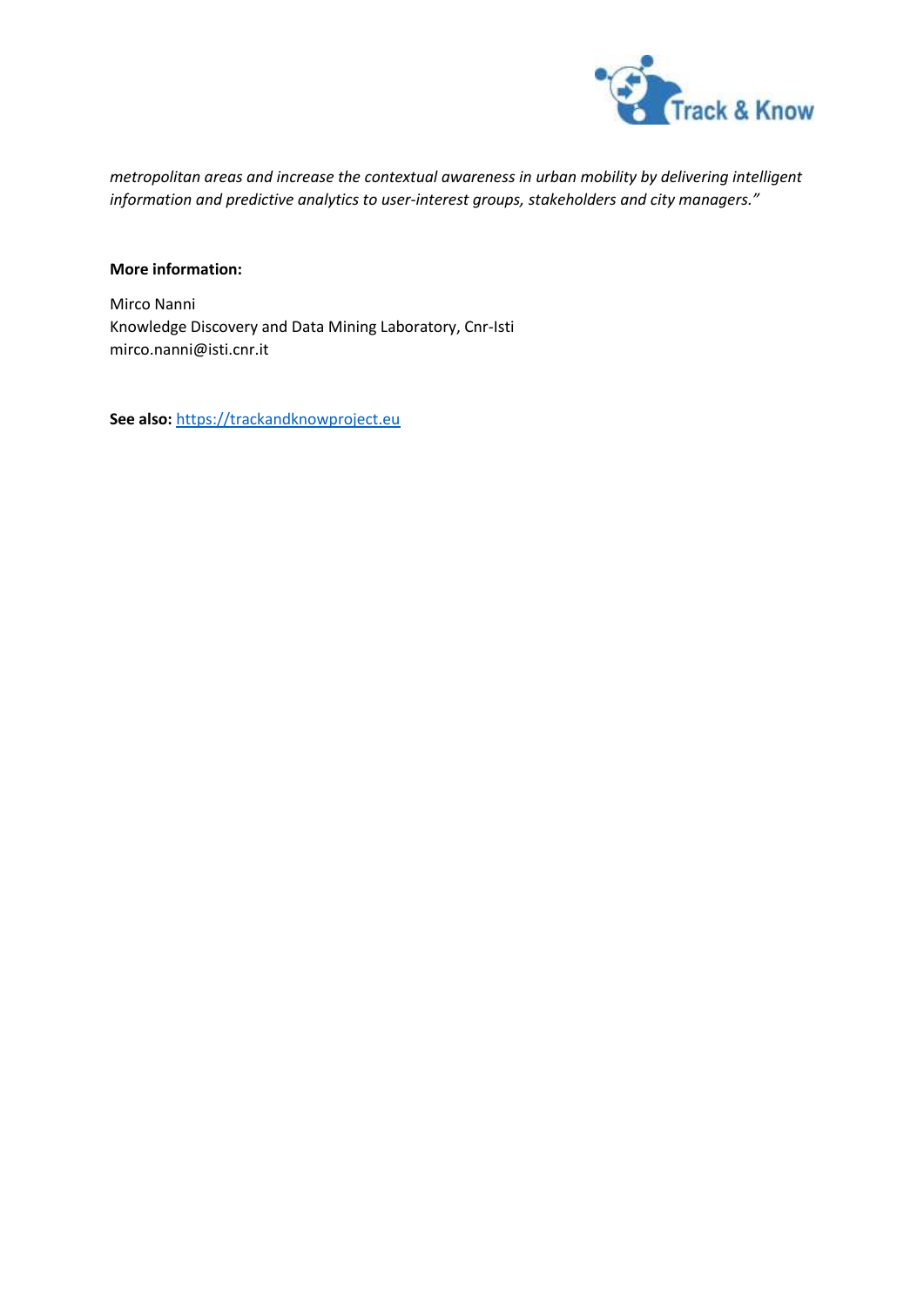*metropolitan areas and increase the contextual awareness in urban mobility by delivering intelligent information and predictive analytics to user-interest groups, stakeholders and city managers."*

**More information:**

Mirco Nanni
Knowledge Discovery and Data Mining Laboratory, Cnr-Isti
mirco.nanni@isti.cnr.it

**See also:** https://trackandknowproject.eu